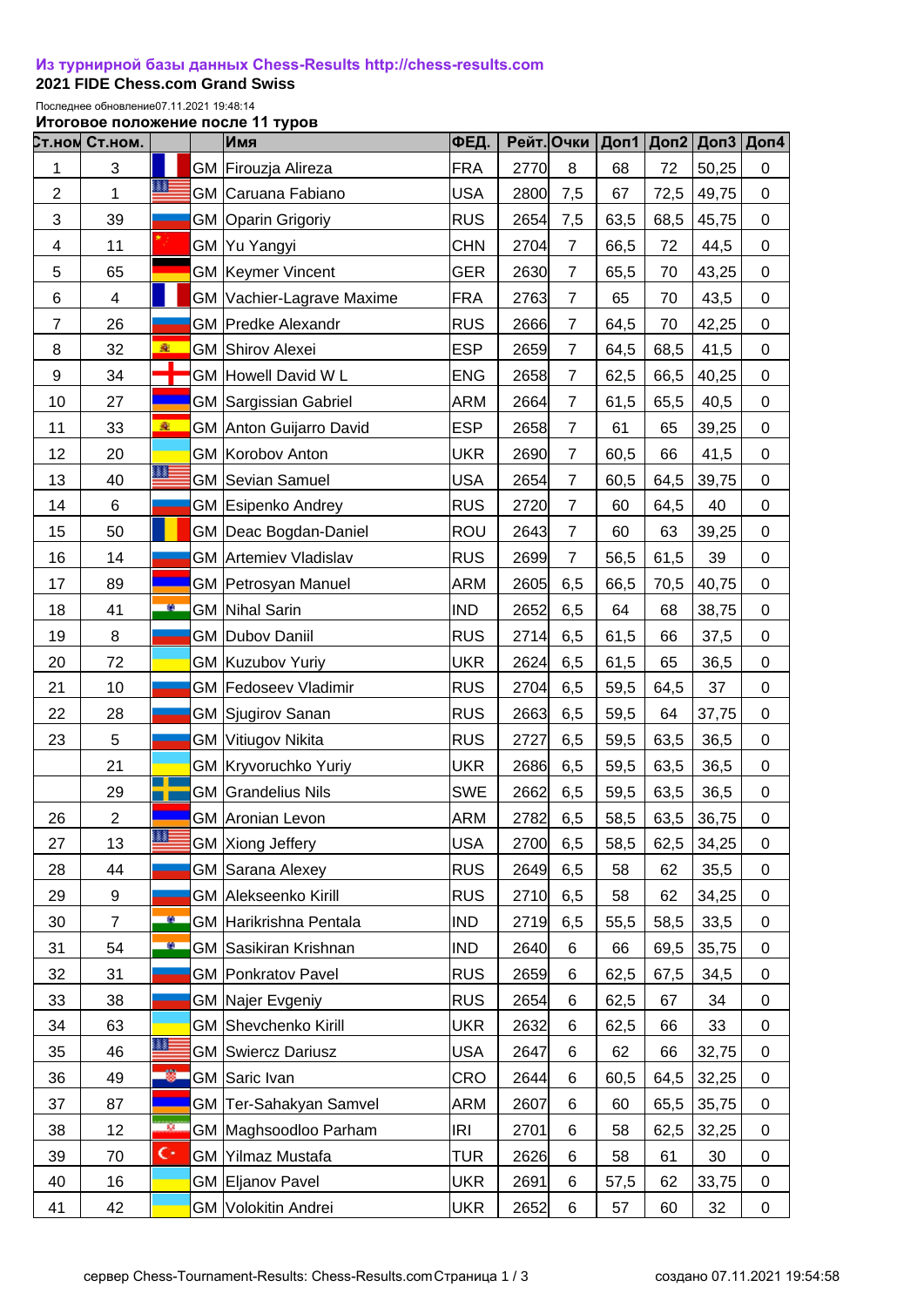**Из турнирной базы данных Chess-Results http://chess-results.com**

**2021 FIDE Chess.com Grand Swiss**

Последнее обновление07.11.2021 19:48:14

**Итоговое положение после 11 туров**

| Ст.ном | Ст.ном. | | | Имя | ФЕД. | Рейт. | Очки | Доп1 | Доп2 | Доп3 | Доп4 |
|---|---|---|---|---|---|---|---|---|---|---|---|
| 1 | 3 | | GM | Firouzja Alireza | FRA | 2770 | 8 | 68 | 72 | 50,25 | 0 |
| 2 | 1 | | GM | Caruana Fabiano | USA | 2800 | 7,5 | 67 | 72,5 | 49,75 | 0 |
| 3 | 39 | | GM | Oparin Grigoriy | RUS | 2654 | 7,5 | 63,5 | 68,5 | 45,75 | 0 |
| 4 | 11 | | GM | Yu Yangyi | CHN | 2704 | 7 | 66,5 | 72 | 44,5 | 0 |
| 5 | 65 | | GM | Keymer Vincent | GER | 2630 | 7 | 65,5 | 70 | 43,25 | 0 |
| 6 | 4 | | GM | Vachier-Lagrave Maxime | FRA | 2763 | 7 | 65 | 70 | 43,5 | 0 |
| 7 | 26 | | GM | Predke Alexandr | RUS | 2666 | 7 | 64,5 | 70 | 42,25 | 0 |
| 8 | 32 | | GM | Shirov Alexei | ESP | 2659 | 7 | 64,5 | 68,5 | 41,5 | 0 |
| 9 | 34 | | GM | Howell David W L | ENG | 2658 | 7 | 62,5 | 66,5 | 40,25 | 0 |
| 10 | 27 | | GM | Sargissian Gabriel | ARM | 2664 | 7 | 61,5 | 65,5 | 40,5 | 0 |
| 11 | 33 | | GM | Anton Guijarro David | ESP | 2658 | 7 | 61 | 65 | 39,25 | 0 |
| 12 | 20 | | GM | Korobov Anton | UKR | 2690 | 7 | 60,5 | 66 | 41,5 | 0 |
| 13 | 40 | | GM | Sevian Samuel | USA | 2654 | 7 | 60,5 | 64,5 | 39,75 | 0 |
| 14 | 6 | | GM | Esipenko Andrey | RUS | 2720 | 7 | 60 | 64,5 | 40 | 0 |
| 15 | 50 | | GM | Deac Bogdan-Daniel | ROU | 2643 | 7 | 60 | 63 | 39,25 | 0 |
| 16 | 14 | | GM | Artemiev Vladislav | RUS | 2699 | 7 | 56,5 | 61,5 | 39 | 0 |
| 17 | 89 | | GM | Petrosyan Manuel | ARM | 2605 | 6,5 | 66,5 | 70,5 | 40,75 | 0 |
| 18 | 41 | | GM | Nihal Sarin | IND | 2652 | 6,5 | 64 | 68 | 38,75 | 0 |
| 19 | 8 | | GM | Dubov Daniil | RUS | 2714 | 6,5 | 61,5 | 66 | 37,5 | 0 |
| 20 | 72 | | GM | Kuzubov Yuriy | UKR | 2624 | 6,5 | 61,5 | 65 | 36,5 | 0 |
| 21 | 10 | | GM | Fedoseev Vladimir | RUS | 2704 | 6,5 | 59,5 | 64,5 | 37 | 0 |
| 22 | 28 | | GM | Sjugirov Sanan | RUS | 2663 | 6,5 | 59,5 | 64 | 37,75 | 0 |
| 23 | 5 | | GM | Vitiugov Nikita | RUS | 2727 | 6,5 | 59,5 | 63,5 | 36,5 | 0 |
| | 21 | | GM | Kryvoruchko Yuriy | UKR | 2686 | 6,5 | 59,5 | 63,5 | 36,5 | 0 |
| | 29 | | GM | Grandelius Nils | SWE | 2662 | 6,5 | 59,5 | 63,5 | 36,5 | 0 |
| 26 | 2 | | GM | Aronian Levon | ARM | 2782 | 6,5 | 58,5 | 63,5 | 36,75 | 0 |
| 27 | 13 | | GM | Xiong Jeffery | USA | 2700 | 6,5 | 58,5 | 62,5 | 34,25 | 0 |
| 28 | 44 | | GM | Sarana Alexey | RUS | 2649 | 6,5 | 58 | 62 | 35,5 | 0 |
| 29 | 9 | | GM | Alekseenko Kirill | RUS | 2710 | 6,5 | 58 | 62 | 34,25 | 0 |
| 30 | 7 | | GM | Harikrishna Pentala | IND | 2719 | 6,5 | 55,5 | 58,5 | 33,5 | 0 |
| 31 | 54 | | GM | Sasikiran Krishnan | IND | 2640 | 6 | 66 | 69,5 | 35,75 | 0 |
| 32 | 31 | | GM | Ponkratov Pavel | RUS | 2659 | 6 | 62,5 | 67,5 | 34,5 | 0 |
| 33 | 38 | | GM | Najer Evgeniy | RUS | 2654 | 6 | 62,5 | 67 | 34 | 0 |
| 34 | 63 | | GM | Shevchenko Kirill | UKR | 2632 | 6 | 62,5 | 66 | 33 | 0 |
| 35 | 46 | | GM | Swiercz Dariusz | USA | 2647 | 6 | 62 | 66 | 32,75 | 0 |
| 36 | 49 | | GM | Saric Ivan | CRO | 2644 | 6 | 60,5 | 64,5 | 32,25 | 0 |
| 37 | 87 | | GM | Ter-Sahakyan Samvel | ARM | 2607 | 6 | 60 | 65,5 | 35,75 | 0 |
| 38 | 12 | | GM | Maghsoodloo Parham | IRI | 2701 | 6 | 58 | 62,5 | 32,25 | 0 |
| 39 | 70 | | GM | Yilmaz Mustafa | TUR | 2626 | 6 | 58 | 61 | 30 | 0 |
| 40 | 16 | | GM | Eljanov Pavel | UKR | 2691 | 6 | 57,5 | 62 | 33,75 | 0 |
| 41 | 42 | | GM | Volokitin Andrei | UKR | 2652 | 6 | 57 | 60 | 32 | 0 |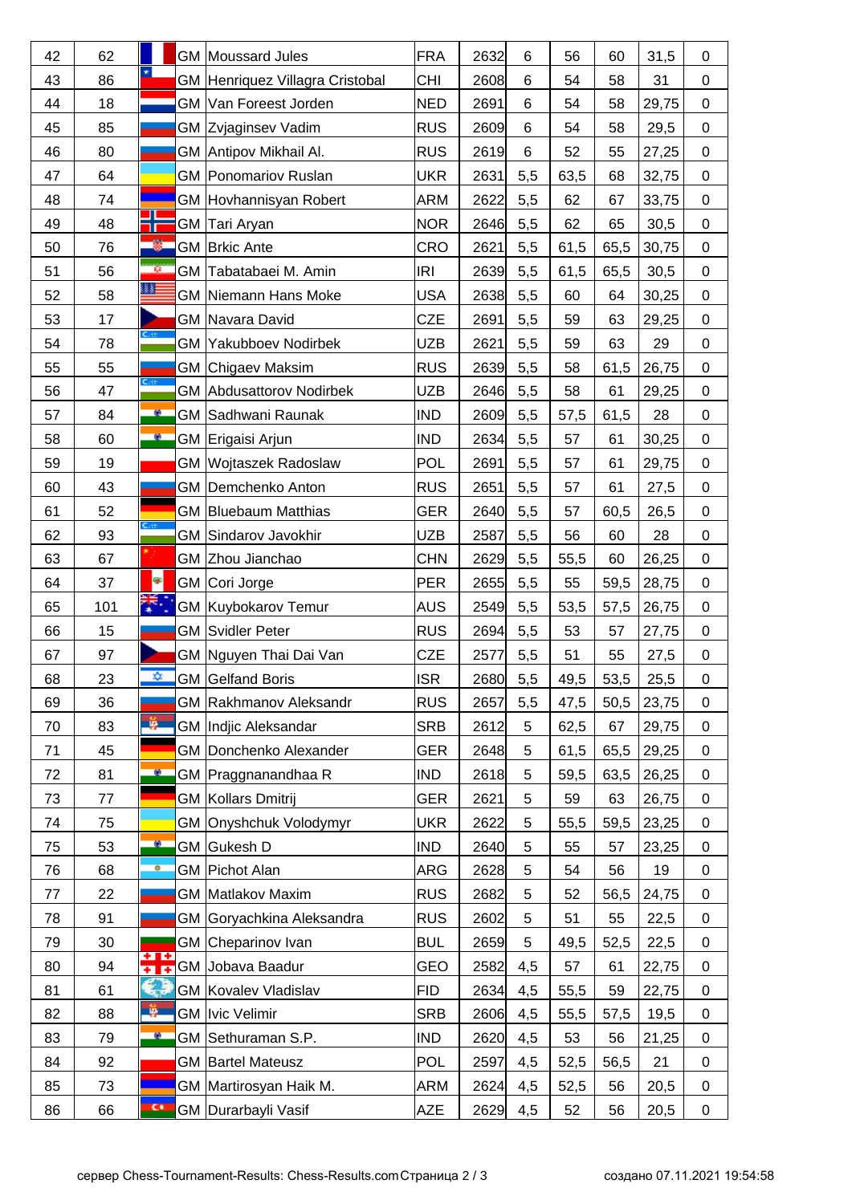| 42 | 62 | | GM | Moussard Jules | FRA | 2632 | 6 | 56 | 60 | 31,5 | 0 |
|---|---|---|---|---|---|---|---|---|---|---|---|
| 43 | 86 | | GM | Henriquez Villagra Cristobal | CHI | 2608 | 6 | 54 | 58 | 31 | 0 |
| 44 | 18 | | GM | Van Foreest Jorden | NED | 2691 | 6 | 54 | 58 | 29,75 | 0 |
| 45 | 85 | | GM | Zvjaginsev Vadim | RUS | 2609 | 6 | 54 | 58 | 29,5 | 0 |
| 46 | 80 | | GM | Antipov Mikhail Al. | RUS | 2619 | 6 | 52 | 55 | 27,25 | 0 |
| 47 | 64 | | GM | Ponomariov Ruslan | UKR | 2631 | 5,5 | 63,5 | 68 | 32,75 | 0 |
| 48 | 74 | | GM | Hovhannisyan Robert | ARM | 2622 | 5,5 | 62 | 67 | 33,75 | 0 |
| 49 | 48 | | GM | Tari Aryan | NOR | 2646 | 5,5 | 62 | 65 | 30,5 | 0 |
| 50 | 76 | | GM | Brkic Ante | CRO | 2621 | 5,5 | 61,5 | 65,5 | 30,75 | 0 |
| 51 | 56 | | GM | Tabatabaei M. Amin | IRI | 2639 | 5,5 | 61,5 | 65,5 | 30,5 | 0 |
| 52 | 58 | | GM | Niemann Hans Moke | USA | 2638 | 5,5 | 60 | 64 | 30,25 | 0 |
| 53 | 17 | | GM | Navara David | CZE | 2691 | 5,5 | 59 | 63 | 29,25 | 0 |
| 54 | 78 | | GM | Yakubboev Nodirbek | UZB | 2621 | 5,5 | 59 | 63 | 29 | 0 |
| 55 | 55 | | GM | Chigaev Maksim | RUS | 2639 | 5,5 | 58 | 61,5 | 26,75 | 0 |
| 56 | 47 | | GM | Abdusattorov Nodirbek | UZB | 2646 | 5,5 | 58 | 61 | 29,25 | 0 |
| 57 | 84 | | GM | Sadhwani Raunak | IND | 2609 | 5,5 | 57,5 | 61,5 | 28 | 0 |
| 58 | 60 | | GM | Erigaisi Arjun | IND | 2634 | 5,5 | 57 | 61 | 30,25 | 0 |
| 59 | 19 | | GM | Wojtaszek Radoslaw | POL | 2691 | 5,5 | 57 | 61 | 29,75 | 0 |
| 60 | 43 | | GM | Demchenko Anton | RUS | 2651 | 5,5 | 57 | 61 | 27,5 | 0 |
| 61 | 52 | | GM | Bluebaum Matthias | GER | 2640 | 5,5 | 57 | 60,5 | 26,5 | 0 |
| 62 | 93 | | GM | Sindarov Javokhir | UZB | 2587 | 5,5 | 56 | 60 | 28 | 0 |
| 63 | 67 | | GM | Zhou Jianchao | CHN | 2629 | 5,5 | 55,5 | 60 | 26,25 | 0 |
| 64 | 37 | | GM | Cori Jorge | PER | 2655 | 5,5 | 55 | 59,5 | 28,75 | 0 |
| 65 | 101 | | GM | Kuybokarov Temur | AUS | 2549 | 5,5 | 53,5 | 57,5 | 26,75 | 0 |
| 66 | 15 | | GM | Svidler Peter | RUS | 2694 | 5,5 | 53 | 57 | 27,75 | 0 |
| 67 | 97 | | GM | Nguyen Thai Dai Van | CZE | 2577 | 5,5 | 51 | 55 | 27,5 | 0 |
| 68 | 23 | | GM | Gelfand Boris | ISR | 2680 | 5,5 | 49,5 | 53,5 | 25,5 | 0 |
| 69 | 36 | | GM | Rakhmanov Aleksandr | RUS | 2657 | 5,5 | 47,5 | 50,5 | 23,75 | 0 |
| 70 | 83 | | GM | Indjic Aleksandar | SRB | 2612 | 5 | 62,5 | 67 | 29,75 | 0 |
| 71 | 45 | | GM | Donchenko Alexander | GER | 2648 | 5 | 61,5 | 65,5 | 29,25 | 0 |
| 72 | 81 | | GM | Praggnanandhaa R | IND | 2618 | 5 | 59,5 | 63,5 | 26,25 | 0 |
| 73 | 77 | | GM | Kollars Dmitrij | GER | 2621 | 5 | 59 | 63 | 26,75 | 0 |
| 74 | 75 | | GM | Onyshchuk Volodymyr | UKR | 2622 | 5 | 55,5 | 59,5 | 23,25 | 0 |
| 75 | 53 | | GM | Gukesh D | IND | 2640 | 5 | 55 | 57 | 23,25 | 0 |
| 76 | 68 | | GM | Pichot Alan | ARG | 2628 | 5 | 54 | 56 | 19 | 0 |
| 77 | 22 | | GM | Matlakov Maxim | RUS | 2682 | 5 | 52 | 56,5 | 24,75 | 0 |
| 78 | 91 | | GM | Goryachkina Aleksandra | RUS | 2602 | 5 | 51 | 55 | 22,5 | 0 |
| 79 | 30 | | GM | Cheparinov Ivan | BUL | 2659 | 5 | 49,5 | 52,5 | 22,5 | 0 |
| 80 | 94 | | GM | Jobava Baadur | GEO | 2582 | 4,5 | 57 | 61 | 22,75 | 0 |
| 81 | 61 | | GM | Kovalev Vladislav | FID | 2634 | 4,5 | 55,5 | 59 | 22,75 | 0 |
| 82 | 88 | | GM | Ivic Velimir | SRB | 2606 | 4,5 | 55,5 | 57,5 | 19,5 | 0 |
| 83 | 79 | | GM | Sethuraman S.P. | IND | 2620 | 4,5 | 53 | 56 | 21,25 | 0 |
| 84 | 92 | | GM | Bartel Mateusz | POL | 2597 | 4,5 | 52,5 | 56,5 | 21 | 0 |
| 85 | 73 | | GM | Martirosyan Haik M. | ARM | 2624 | 4,5 | 52,5 | 56 | 20,5 | 0 |
| 86 | 66 | | GM | Durarbayli Vasif | AZE | 2629 | 4,5 | 52 | 56 | 20,5 | 0 |

сервер Chess-Tournament-Results: Chess-Results.com Страница 2 / 3 создано 07.11.2021 19:54:58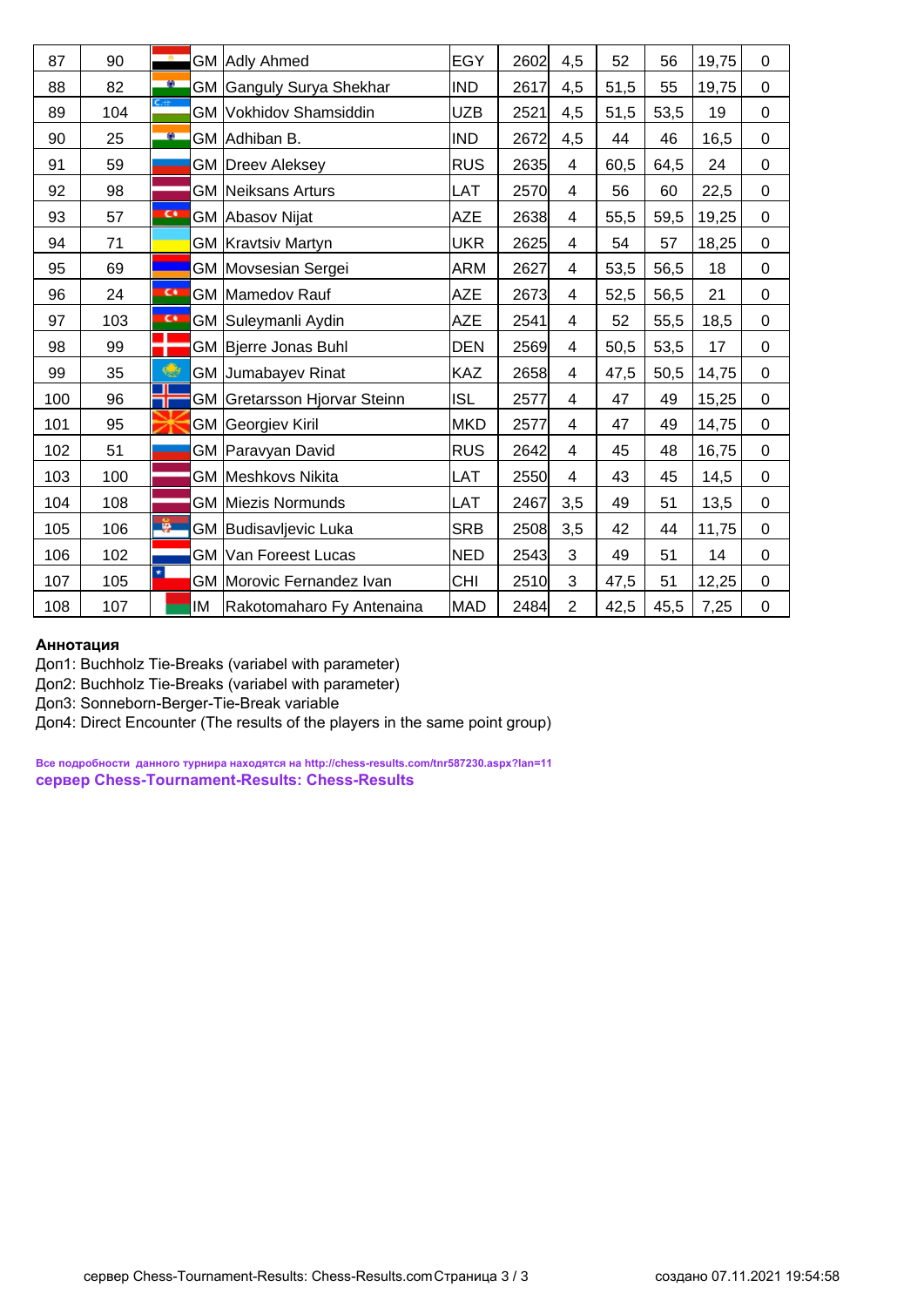| | | | | | | | | | | | | |
|---|---|---|---|---|---|---|---|---|---|---|---|---|
| 87 | 90 | | GM | Adly Ahmed | EGY | 2602 | 4,5 | 52 | 56 | 19,75 | 0 |
| 88 | 82 | | GM | Ganguly Surya Shekhar | IND | 2617 | 4,5 | 51,5 | 55 | 19,75 | 0 |
| 89 | 104 | | GM | Vokhidov Shamsiddin | UZB | 2521 | 4,5 | 51,5 | 53,5 | 19 | 0 |
| 90 | 25 | | GM | Adhiban B. | IND | 2672 | 4,5 | 44 | 46 | 16,5 | 0 |
| 91 | 59 | | GM | Dreev Aleksey | RUS | 2635 | 4 | 60,5 | 64,5 | 24 | 0 |
| 92 | 98 | | GM | Neiksans Arturs | LAT | 2570 | 4 | 56 | 60 | 22,5 | 0 |
| 93 | 57 | | GM | Abasov Nijat | AZE | 2638 | 4 | 55,5 | 59,5 | 19,25 | 0 |
| 94 | 71 | | GM | Kravtsiv Martyn | UKR | 2625 | 4 | 54 | 57 | 18,25 | 0 |
| 95 | 69 | | GM | Movsesian Sergei | ARM | 2627 | 4 | 53,5 | 56,5 | 18 | 0 |
| 96 | 24 | | GM | Mamedov Rauf | AZE | 2673 | 4 | 52,5 | 56,5 | 21 | 0 |
| 97 | 103 | | GM | Suleymanli Aydin | AZE | 2541 | 4 | 52 | 55,5 | 18,5 | 0 |
| 98 | 99 | | GM | Bjerre Jonas Buhl | DEN | 2569 | 4 | 50,5 | 53,5 | 17 | 0 |
| 99 | 35 | | GM | Jumabayev Rinat | KAZ | 2658 | 4 | 47,5 | 50,5 | 14,75 | 0 |
| 100 | 96 | | GM | Gretarsson Hjorvar Steinn | ISL | 2577 | 4 | 47 | 49 | 15,25 | 0 |
| 101 | 95 | | GM | Georgiev Kiril | MKD | 2577 | 4 | 47 | 49 | 14,75 | 0 |
| 102 | 51 | | GM | Paravyan David | RUS | 2642 | 4 | 45 | 48 | 16,75 | 0 |
| 103 | 100 | | GM | Meshkovs Nikita | LAT | 2550 | 4 | 43 | 45 | 14,5 | 0 |
| 104 | 108 | | GM | Miezis Normunds | LAT | 2467 | 3,5 | 49 | 51 | 13,5 | 0 |
| 105 | 106 | | GM | Budisavljevic Luka | SRB | 2508 | 3,5 | 42 | 44 | 11,75 | 0 |
| 106 | 102 | | GM | Van Foreest Lucas | NED | 2543 | 3 | 49 | 51 | 14 | 0 |
| 107 | 105 | | GM | Morovic Fernandez Ivan | CHI | 2510 | 3 | 47,5 | 51 | 12,25 | 0 |
| 108 | 107 | | IM | Rakotomaharo Fy Antenaina | MAD | 2484 | 2 | 42,5 | 45,5 | 7,25 | 0 |

**Аннотация**

Доп1: Buchholz Tie-Breaks (variabel with parameter)
Доп2: Buchholz Tie-Breaks (variabel with parameter)
Доп3: Sonneborn-Berger-Tie-Break variable
Доп4: Direct Encounter (The results of the players in the same point group)

Все подробности данного турнира находятся на http://chess-results.com/tnr587230.aspx?lan=11
сервер Chess-Tournament-Results: Chess-Results